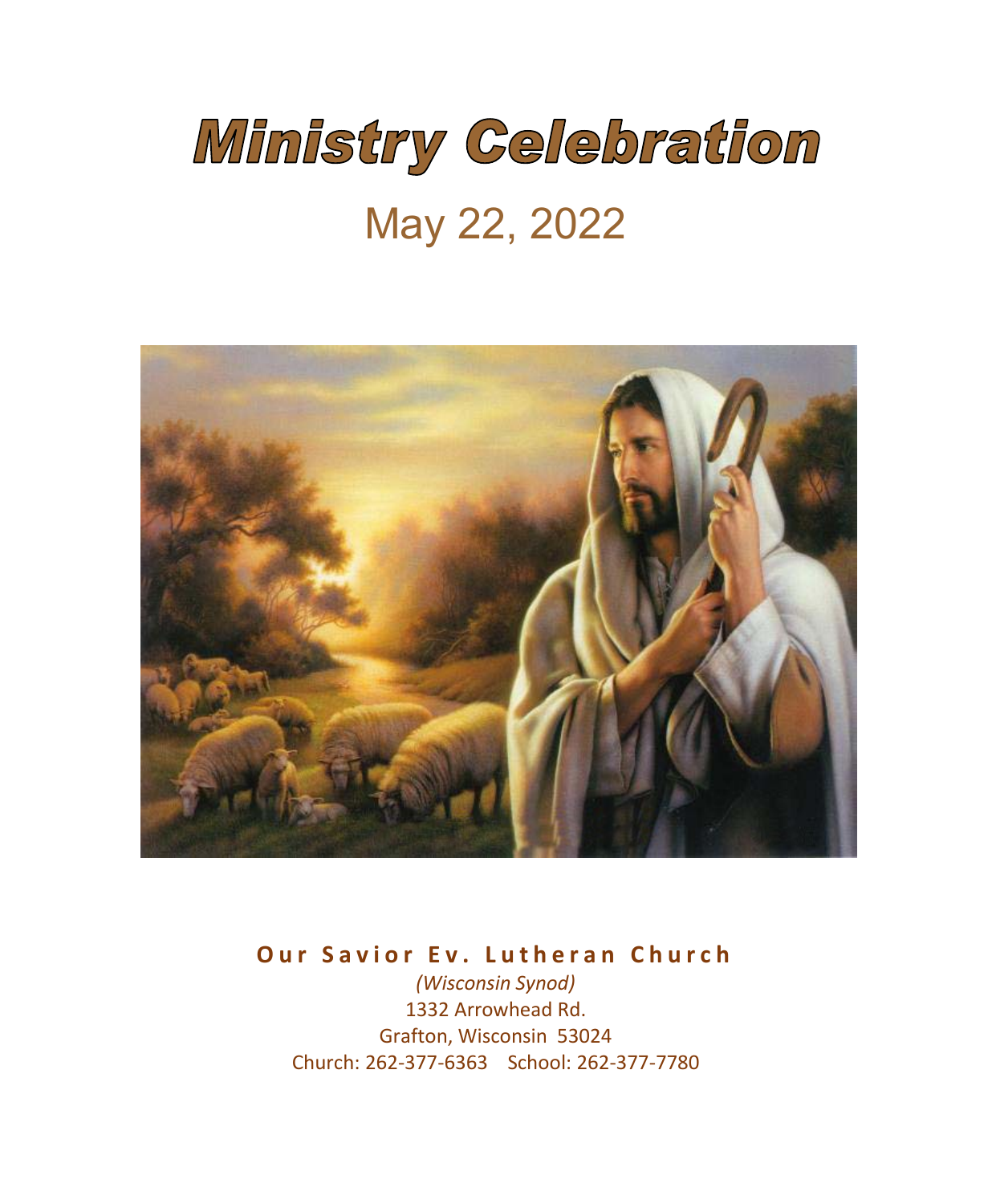# Ministry Celebration

## May 22, 2022

**Our Savior Ev. Lutheran Church**

*(Wisconsin Synod)*

1332 Arrowhead Rd.

Grafton, Wisconsin 53024

Church: 262-377-6363 School: 262-377-7780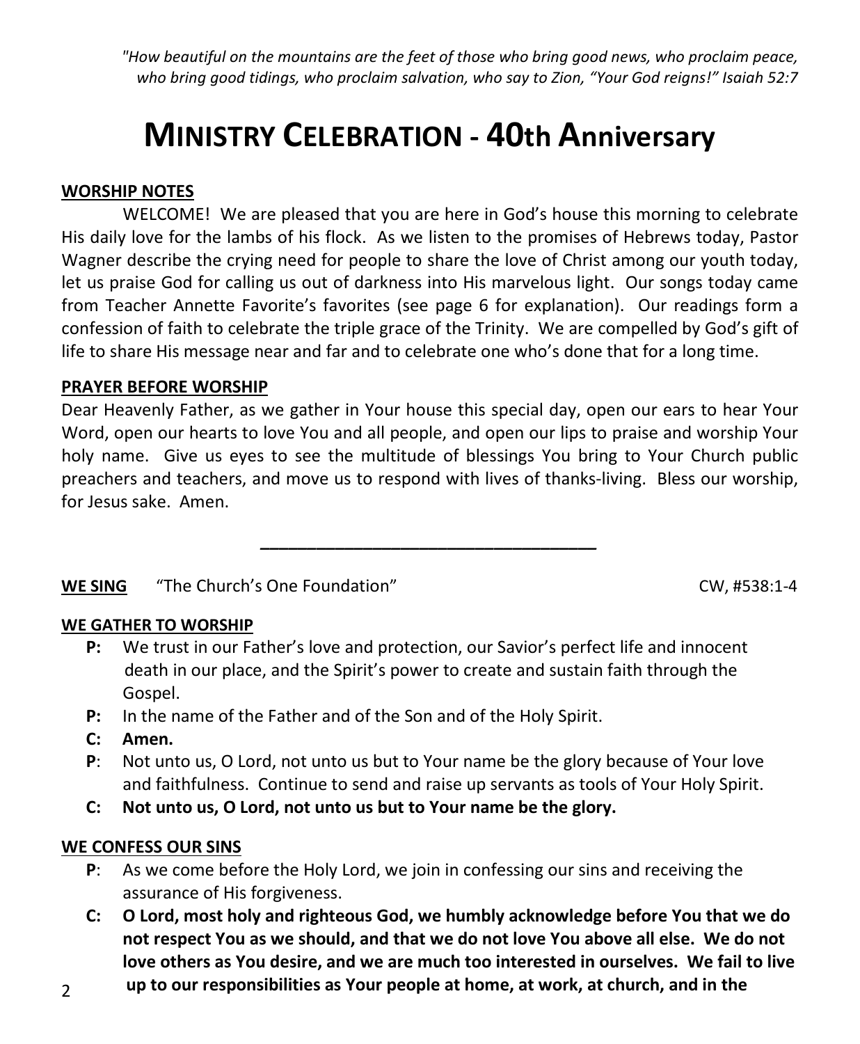*"How beautiful on the mountains are the feet of those who bring good news, who proclaim peace, who bring good tidings, who proclaim salvation, who say to Zion, "Your God reigns!" Isaiah 52:7*

# MINISTRY CELEBRATION - 40th Anniversary

**WORSHIP NOTES**

WELCOME! We are pleased that you are here in God's house this morning to celebrate His daily love for the lambs of his flock. As we listen to the promises of Hebrews today, Pastor Wagner describe the crying need for people to share the love of Christ among our youth today, let us praise God for calling us out of darkness into His marvelous light. Our songs today came from Teacher Annette Favorite's favorites (see page 6 for explanation). Our readings form a confession of faith to celebrate the triple grace of the Trinity. We are compelled by God's gift of life to share His message near and far and to celebrate one who's done that for a long time.

**PRAYER BEFORE WORSHIP**

Dear Heavenly Father, as we gather in Your house this special day, open our ears to hear Your Word, open our hearts to love You and all people, and open our lips to praise and worship Your holy name. Give us eyes to see the multitude of blessings You bring to Your Church public preachers and teachers, and move us to respond with lives of thanks-living. Bless our worship, for Jesus sake. Amen.

---

**WE SING** "The Church's One Foundation" CW, #538:1-4

**WE GATHER TO WORSHIP**

**P:** We trust in our Father's love and protection, our Savior's perfect life and innocent death in our place, and the Spirit's power to create and sustain faith through the Gospel.

**P:** In the name of the Father and of the Son and of the Holy Spirit.

**C: Amen.**

**P**: Not unto us, O Lord, not unto us but to Your name be the glory because of Your love and faithfulness. Continue to send and raise up servants as tools of Your Holy Spirit.

**C: Not unto us, O Lord, not unto us but to Your name be the glory.**

**WE CONFESS OUR SINS**

**P**: As we come before the Holy Lord, we join in confessing our sins and receiving the assurance of His forgiveness.

**C: O Lord, most holy and righteous God, we humbly acknowledge before You that we do not respect You as we should, and that we do not love You above all else. We do not love others as You desire, and we are much too interested in ourselves. We fail to live up to our responsibilities as Your people at home, at work, at church, and in the**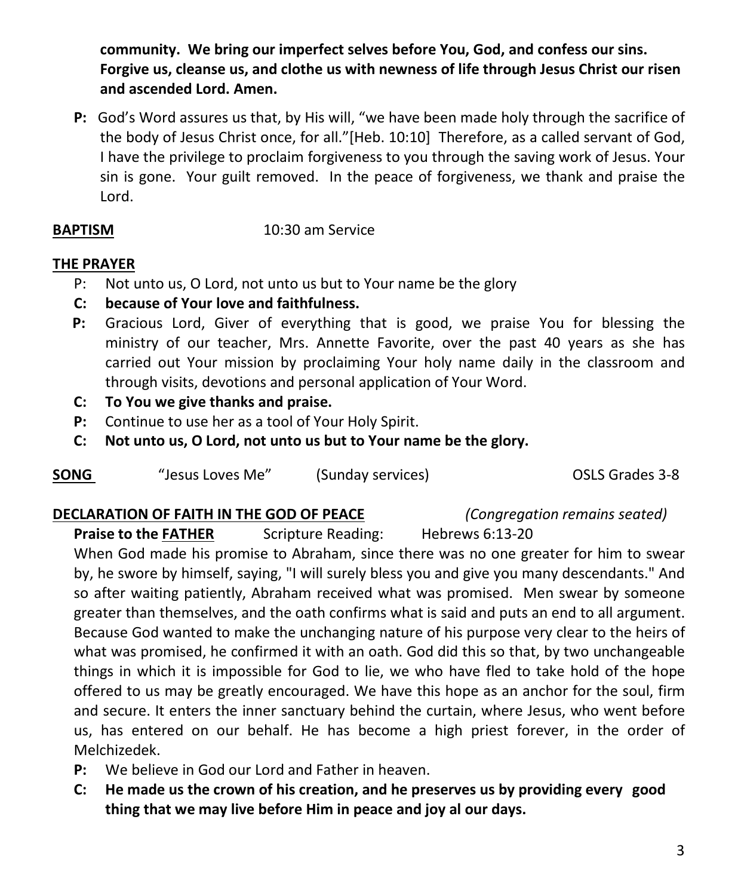**community. We bring our imperfect selves before You, God, and confess our sins. Forgive us, cleanse us, and clothe us with newness of life through Jesus Christ our risen and ascended Lord. Amen.**

**P:** God's Word assures us that, by His will, "we have been made holy through the sacrifice of the body of Jesus Christ once, for all."[Heb. 10:10] Therefore, as a called servant of God, I have the privilege to proclaim forgiveness to you through the saving work of Jesus. Your sin is gone. Your guilt removed. In the peace of forgiveness, we thank and praise the Lord.

**BAPTISM** 10:30 am Service

**THE PRAYER**

P: Not unto us, O Lord, not unto us but to Your name be the glory

**C: because of Your love and faithfulness.**

**P:** Gracious Lord, Giver of everything that is good, we praise You for blessing the ministry of our teacher, Mrs. Annette Favorite, over the past 40 years as she has carried out Your mission by proclaiming Your holy name daily in the classroom and through visits, devotions and personal application of Your Word.

**C: To You we give thanks and praise.**

**P:** Continue to use her as a tool of Your Holy Spirit.

**C: Not unto us, O Lord, not unto us but to Your name be the glory.**

**SONG** "Jesus Loves Me" (Sunday services) OSLS Grades 3-8

**DECLARATION OF FAITH IN THE GOD OF PEACE** *(Congregation remains seated)*

**Praise to the FATHER** Scripture Reading: Hebrews 6:13-20

When God made his promise to Abraham, since there was no one greater for him to swear by, he swore by himself, saying, "I will surely bless you and give you many descendants." And so after waiting patiently, Abraham received what was promised. Men swear by someone greater than themselves, and the oath confirms what is said and puts an end to all argument. Because God wanted to make the unchanging nature of his purpose very clear to the heirs of what was promised, he confirmed it with an oath. God did this so that, by two unchangeable things in which it is impossible for God to lie, we who have fled to take hold of the hope offered to us may be greatly encouraged. We have this hope as an anchor for the soul, firm and secure. It enters the inner sanctuary behind the curtain, where Jesus, who went before us, has entered on our behalf. He has become a high priest forever, in the order of Melchizedek.

**P:** We believe in God our Lord and Father in heaven.

**C: He made us the crown of his creation, and he preserves us by providing every good thing that we may live before Him in peace and joy al our days.**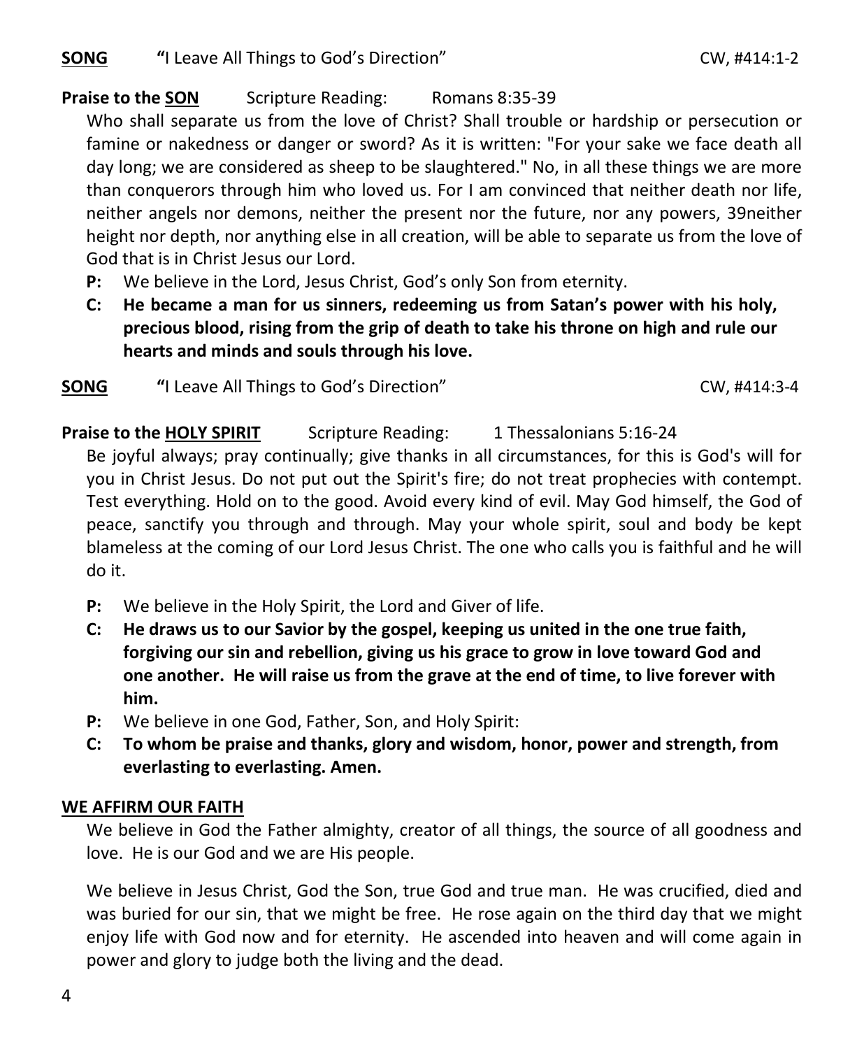**SONG** "I Leave All Things to God's Direction" CW, #414:1-2

**Praise to the SON** Scripture Reading: Romans 8:35-39

Who shall separate us from the love of Christ? Shall trouble or hardship or persecution or famine or nakedness or danger or sword? As it is written: "For your sake we face death all day long; we are considered as sheep to be slaughtered." No, in all these things we are more than conquerors through him who loved us. For I am convinced that neither death nor life, neither angels nor demons, neither the present nor the future, nor any powers, 39neither height nor depth, nor anything else in all creation, will be able to separate us from the love of God that is in Christ Jesus our Lord.

**P:** We believe in the Lord, Jesus Christ, God's only Son from eternity.

**C: He became a man for us sinners, redeeming us from Satan's power with his holy, precious blood, rising from the grip of death to take his throne on high and rule our hearts and minds and souls through his love.**

**SONG** "I Leave All Things to God's Direction" CW, #414:3-4

**Praise to the HOLY SPIRIT** Scripture Reading: 1 Thessalonians 5:16-24

Be joyful always; pray continually; give thanks in all circumstances, for this is God's will for you in Christ Jesus. Do not put out the Spirit's fire; do not treat prophecies with contempt. Test everything. Hold on to the good. Avoid every kind of evil. May God himself, the God of peace, sanctify you through and through. May your whole spirit, soul and body be kept blameless at the coming of our Lord Jesus Christ. The one who calls you is faithful and he will do it.

**P:** We believe in the Holy Spirit, the Lord and Giver of life.

**C: He draws us to our Savior by the gospel, keeping us united in the one true faith, forgiving our sin and rebellion, giving us his grace to grow in love toward God and one another. He will raise us from the grave at the end of time, to live forever with him.**

**P:** We believe in one God, Father, Son, and Holy Spirit:

**C: To whom be praise and thanks, glory and wisdom, honor, power and strength, from everlasting to everlasting. Amen.**

**WE AFFIRM OUR FAITH**

We believe in God the Father almighty, creator of all things, the source of all goodness and love. He is our God and we are His people.

We believe in Jesus Christ, God the Son, true God and true man. He was crucified, died and was buried for our sin, that we might be free. He rose again on the third day that we might enjoy life with God now and for eternity. He ascended into heaven and will come again in power and glory to judge both the living and the dead.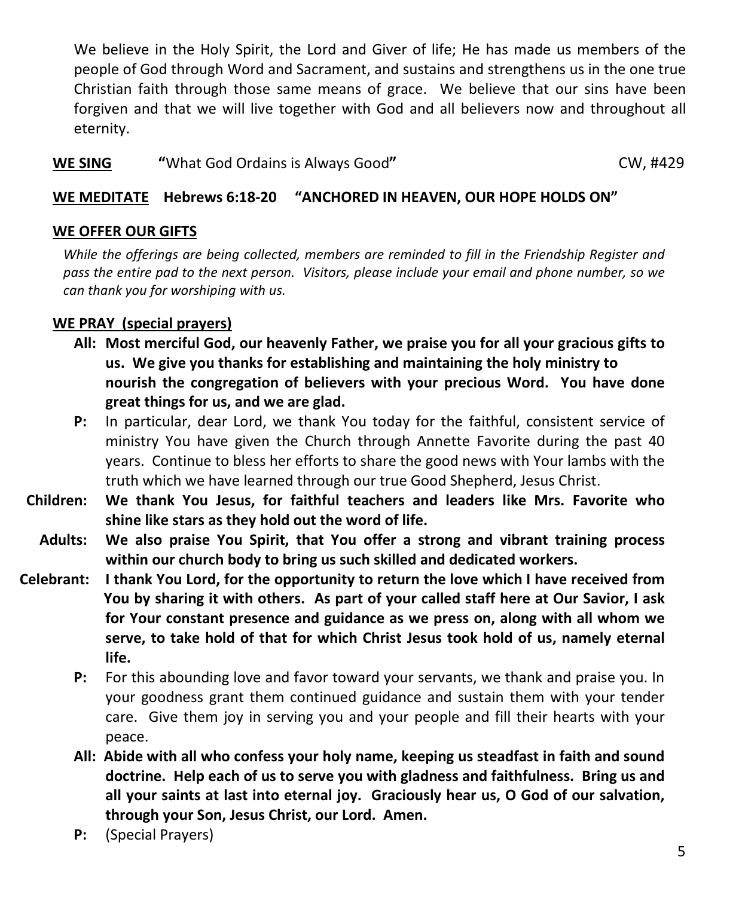We believe in the Holy Spirit, the Lord and Giver of life; He has made us members of the people of God through Word and Sacrament, and sustains and strengthens us in the one true Christian faith through those same means of grace. We believe that our sins have been forgiven and that we will live together with God and all believers now and throughout all eternity.

**WE SING** **"**What God Ordains is Always Good**"** CW, #429

**WE MEDITATE Hebrews 6:18-20 "ANCHORED IN HEAVEN, OUR HOPE HOLDS ON"**

**WE OFFER OUR GIFTS**

*While the offerings are being collected, members are reminded to fill in the Friendship Register and pass the entire pad to the next person. Visitors, please include your email and phone number, so we can thank you for worshiping with us.*

**WE PRAY (special prayers)**

**All: Most merciful God, our heavenly Father, we praise you for all your gracious gifts to us. We give you thanks for establishing and maintaining the holy ministry to nourish the congregation of believers with your precious Word. You have done great things for us, and we are glad.**

**P:** In particular, dear Lord, we thank You today for the faithful, consistent service of ministry You have given the Church through Annette Favorite during the past 40 years. Continue to bless her efforts to share the good news with Your lambs with the truth which we have learned through our true Good Shepherd, Jesus Christ.

**Children: We thank You Jesus, for faithful teachers and leaders like Mrs. Favorite who shine like stars as they hold out the word of life.**

**Adults: We also praise You Spirit, that You offer a strong and vibrant training process within our church body to bring us such skilled and dedicated workers.**

**Celebrant: I thank You Lord, for the opportunity to return the love which I have received from You by sharing it with others. As part of your called staff here at Our Savior, I ask for Your constant presence and guidance as we press on, along with all whom we serve, to take hold of that for which Christ Jesus took hold of us, namely eternal life.**

**P:** For this abounding love and favor toward your servants, we thank and praise you. In your goodness grant them continued guidance and sustain them with your tender care. Give them joy in serving you and your people and fill their hearts with your peace.

**All: Abide with all who confess your holy name, keeping us steadfast in faith and sound doctrine. Help each of us to serve you with gladness and faithfulness. Bring us and all your saints at last into eternal joy. Graciously hear us, O God of our salvation, through your Son, Jesus Christ, our Lord. Amen.**

**P:** (Special Prayers)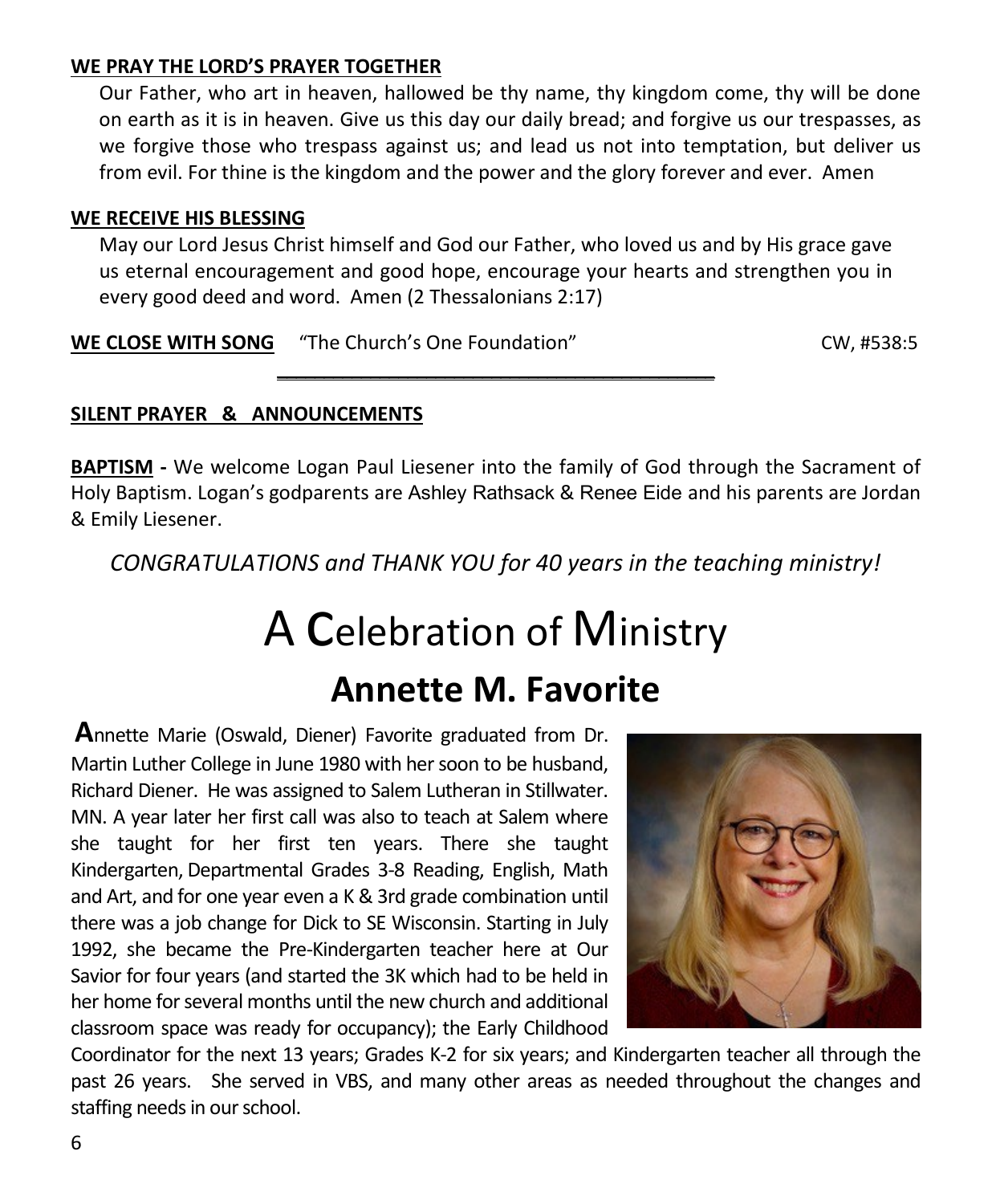**WE PRAY THE LORD'S PRAYER TOGETHER**

Our Father, who art in heaven, hallowed be thy name, thy kingdom come, thy will be done on earth as it is in heaven. Give us this day our daily bread; and forgive us our trespasses, as we forgive those who trespass against us; and lead us not into temptation, but deliver us from evil. For thine is the kingdom and the power and the glory forever and ever. Amen

**WE RECEIVE HIS BLESSING**

May our Lord Jesus Christ himself and God our Father, who loved us and by His grace gave us eternal encouragement and good hope, encourage your hearts and strengthen you in every good deed and word. Amen (2 Thessalonians 2:17)

**WE CLOSE WITH SONG** "The Church's One Foundation" CW, #538:5

---

**SILENT PRAYER & ANNOUNCEMENTS**

**BAPTISM -** We welcome Logan Paul Liesener into the family of God through the Sacrament of Holy Baptism. Logan's godparents are Ashley Rathsack & Renee Eide and his parents are Jordan & Emily Liesener.

*CONGRATULATIONS and THANK YOU for 40 years in the teaching ministry!*

# A Celebration of Ministry

## Annette M. Favorite

**A**nnette Marie (Oswald, Diener) Favorite graduated from Dr. Martin Luther College in June 1980 with her soon to be husband, Richard Diener. He was assigned to Salem Lutheran in Stillwater. MN. A year later her first call was also to teach at Salem where she taught for her first ten years. There she taught Kindergarten, Departmental Grades 3-8 Reading, English, Math and Art, and for one year even a K & 3rd grade combination until there was a job change for Dick to SE Wisconsin. Starting in July 1992, she became the Pre-Kindergarten teacher here at Our Savior for four years (and started the 3K which had to be held in her home for several months until the new church and additional classroom space was ready for occupancy); the Early Childhood Coordinator for the next 13 years; Grades K-2 for six years; and Kindergarten teacher all through the past 26 years. She served in VBS, and many other areas as needed throughout the changes and staffing needs in our school.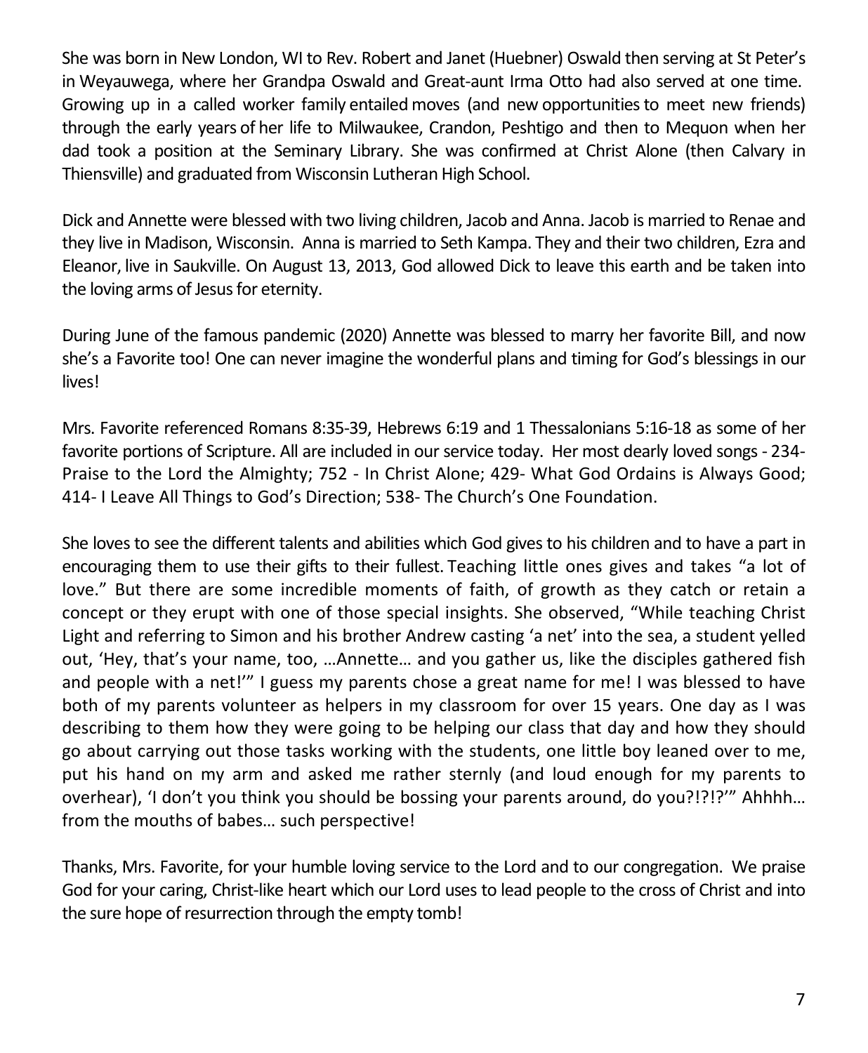She was born in New London, WI to Rev. Robert and Janet (Huebner) Oswald then serving at St Peter's in Weyauwega, where her Grandpa Oswald and Great-aunt Irma Otto had also served at one time. Growing up in a called worker family entailed moves (and new opportunities to meet new friends) through the early years of her life to Milwaukee, Crandon, Peshtigo and then to Mequon when her dad took a position at the Seminary Library. She was confirmed at Christ Alone (then Calvary in Thiensville) and graduated from Wisconsin Lutheran High School.

Dick and Annette were blessed with two living children, Jacob and Anna. Jacob is married to Renae and they live in Madison, Wisconsin. Anna is married to Seth Kampa. They and their two children, Ezra and Eleanor, live in Saukville. On August 13, 2013, God allowed Dick to leave this earth and be taken into the loving arms of Jesus for eternity.

During June of the famous pandemic (2020) Annette was blessed to marry her favorite Bill, and now she's a Favorite too! One can never imagine the wonderful plans and timing for God's blessings in our lives!

Mrs. Favorite referenced Romans 8:35-39, Hebrews 6:19 and 1 Thessalonians 5:16-18 as some of her favorite portions of Scripture. All are included in our service today. Her most dearly loved songs - 234- Praise to the Lord the Almighty; 752 - In Christ Alone; 429- What God Ordains is Always Good; 414- I Leave All Things to God's Direction; 538- The Church's One Foundation.

She loves to see the different talents and abilities which God gives to his children and to have a part in encouraging them to use their gifts to their fullest. Teaching little ones gives and takes "a lot of love." But there are some incredible moments of faith, of growth as they catch or retain a concept or they erupt with one of those special insights. She observed, "While teaching Christ Light and referring to Simon and his brother Andrew casting 'a net' into the sea, a student yelled out, 'Hey, that's your name, too, …Annette… and you gather us, like the disciples gathered fish and people with a net!'" I guess my parents chose a great name for me! I was blessed to have both of my parents volunteer as helpers in my classroom for over 15 years. One day as I was describing to them how they were going to be helping our class that day and how they should go about carrying out those tasks working with the students, one little boy leaned over to me, put his hand on my arm and asked me rather sternly (and loud enough for my parents to overhear), 'I don't you think you should be bossing your parents around, do you?!?!?'" Ahhhh… from the mouths of babes… such perspective!

Thanks, Mrs. Favorite, for your humble loving service to the Lord and to our congregation. We praise God for your caring, Christ-like heart which our Lord uses to lead people to the cross of Christ and into the sure hope of resurrection through the empty tomb!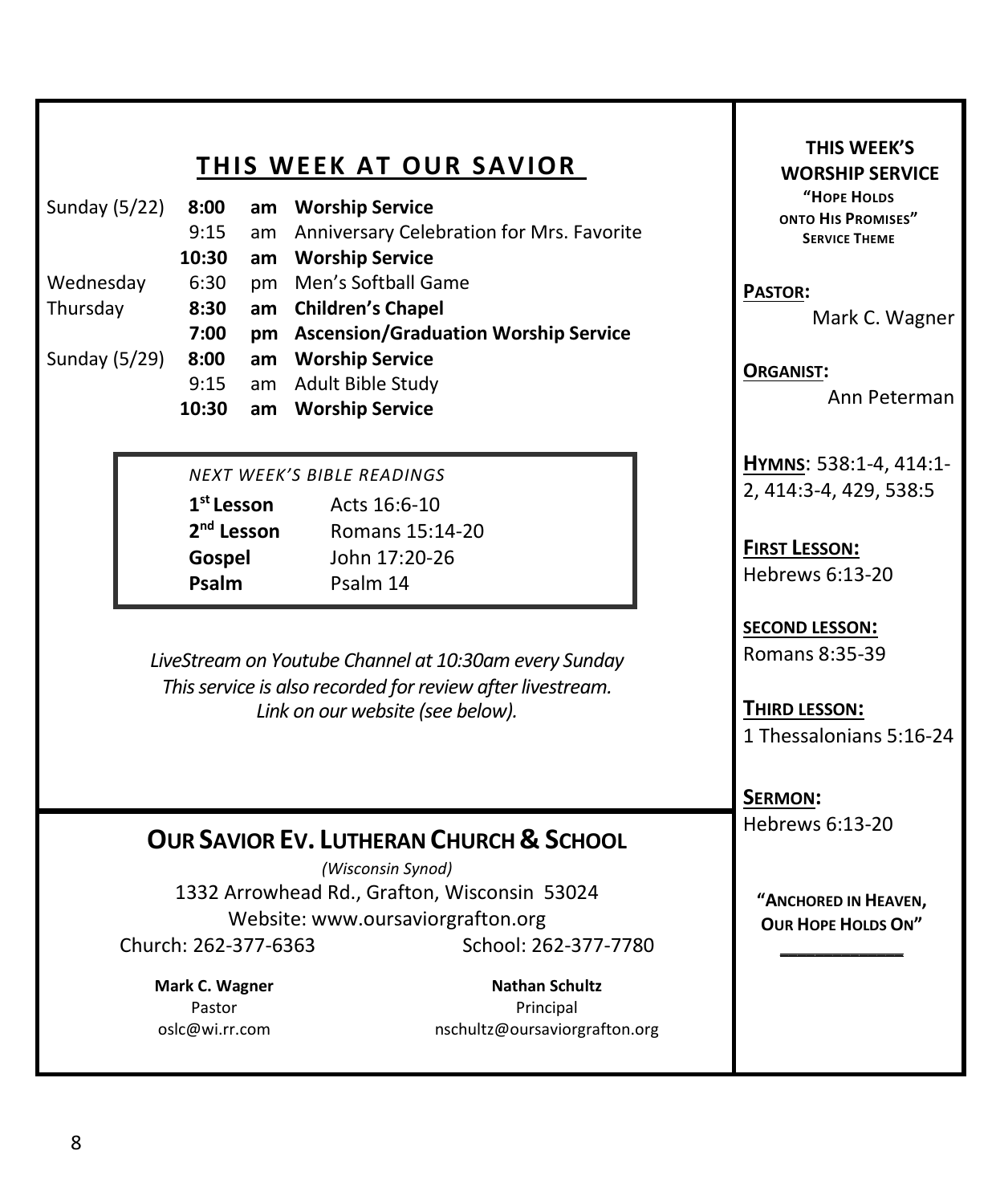## THIS WEEK AT OUR SAVIOR

| | | | |
|---|---|---|---|
| Sunday (5/22) | **8:00** | **am** | **Worship Service** |
| | 9:15 | am | Anniversary Celebration for Mrs. Favorite |
| | **10:30** | **am** | **Worship Service** |
| Wednesday | 6:30 | pm | Men's Softball Game |
| Thursday | **8:30** | **am** | **Children's Chapel** |
| | **7:00** | **pm** | **Ascension/Graduation Worship Service** |
| Sunday (5/29) | **8:00** | **am** | **Worship Service** |
| | 9:15 | am | Adult Bible Study |
| | **10:30** | **am** | **Worship Service** |

*NEXT WEEK'S BIBLE READINGS*

| | |
|---|---|
| **1st Lesson** | Acts 16:6-10 |
| **2nd Lesson** | Romans 15:14-20 |
| **Gospel** | John 17:20-26 |
| **Psalm** | Psalm 14 |

*LiveStream on Youtube Channel at 10:30am every Sunday*
*This service is also recorded for review after livestream.*
*Link on our website (see below).*

## OUR SAVIOR EV. LUTHERAN CHURCH & SCHOOL

*(Wisconsin Synod)*

1332 Arrowhead Rd., Grafton, Wisconsin 53024

Website: www.oursaviorgrafton.org

Church: 262-377-6363 School: 262-377-7780

**Mark C. Wagner**
Pastor
oslc@wi.rr.com

**Nathan Schultz**
Principal
nschultz@oursaviorgrafton.org

### THIS WEEK'S WORSHIP SERVICE

**"HOPE HOLDS ONTO HIS PROMISES"**
**SERVICE THEME**

**PASTOR:**
Mark C. Wagner

**ORGANIST:**
Ann Peterman

**HYMNS**: 538:1-4, 414:1-2, 414:3-4, 429, 538:5

**FIRST LESSON:**
Hebrews 6:13-20

**SECOND LESSON:**
Romans 8:35-39

**THIRD LESSON:**
1 Thessalonians 5:16-24

**SERMON:**
Hebrews 6:13-20

**"ANCHORED IN HEAVEN, OUR HOPE HOLDS ON"**